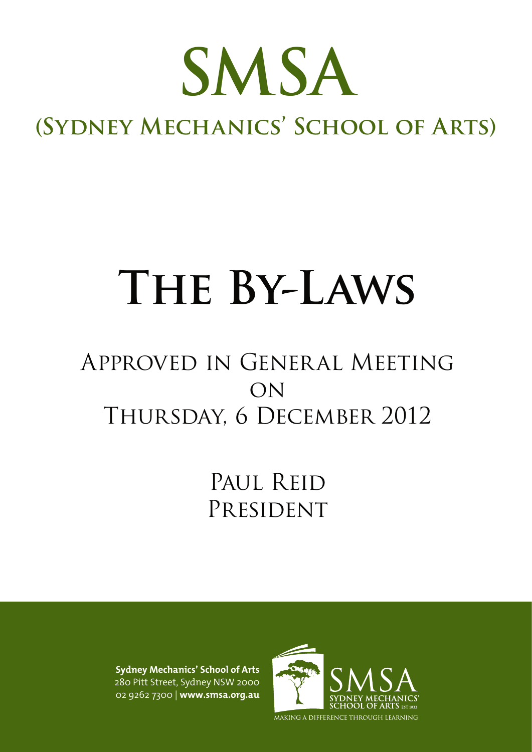# SMSA

## (Sydney Mechanics' School of Arts)

# The By-Laws

## Approved in General Meeting on Thursday, 6 December 2012

Paul Reid
President

**Sydney Mechanics' School of Arts**
280 Pitt Street, Sydney NSW 2000
02 9262 7300 | **www.smsa.org.au**

SMSA
SYDNEY MECHANICS' SCHOOL OF ARTS EST 1833
MAKING A DIFFERENCE THROUGH LEARNING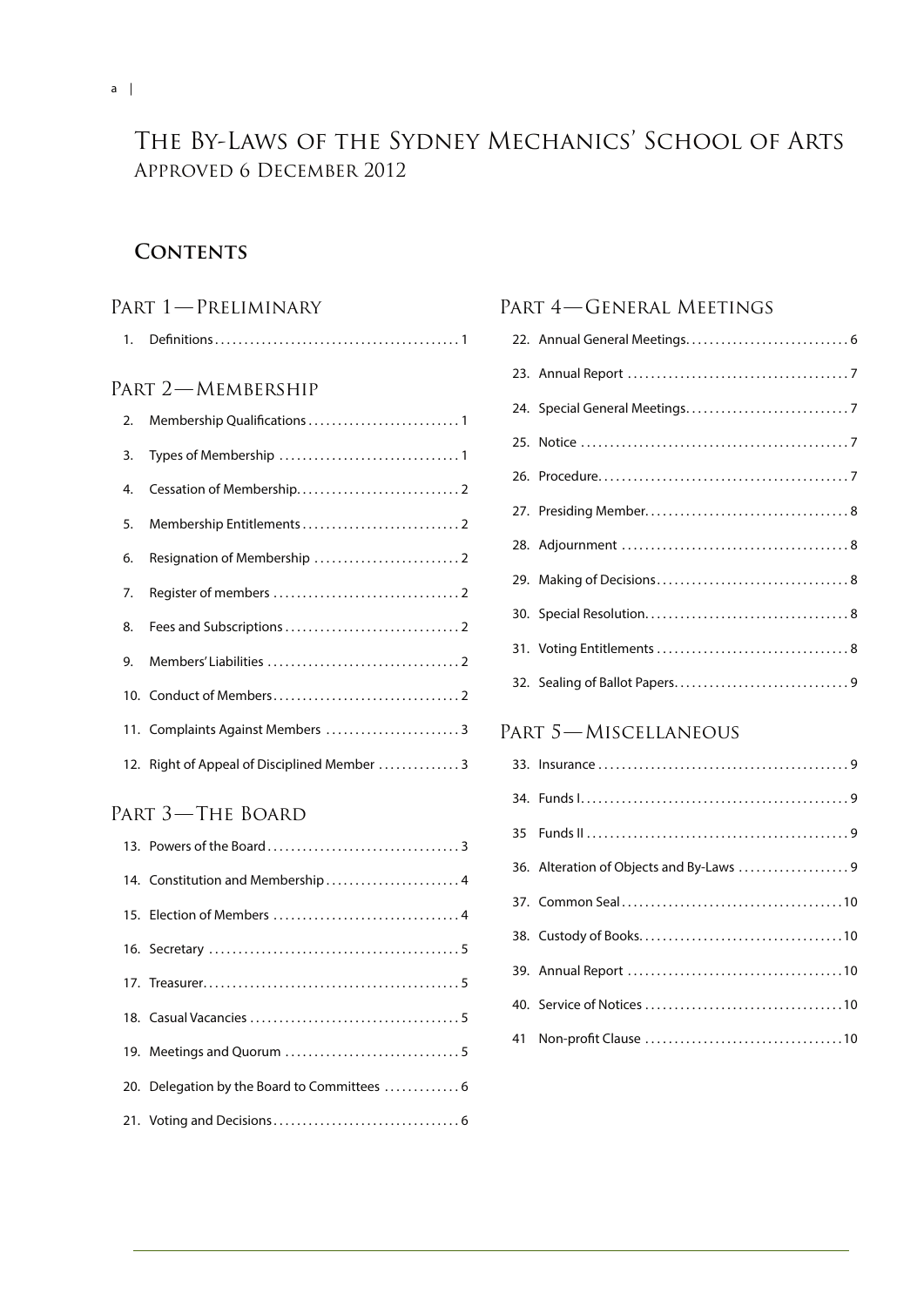# The By-Laws of the Sydney Mechanics' School of Arts
Approved 6 December 2012

## Contents

### Part 1—Preliminary

1. Definitions . . . . . . . . . . 1

### Part 2—Membership

2. Membership Qualifications . . . . . . . . . . 1
3. Types of Membership . . . . . . . . . . 1
4. Cessation of Membership . . . . . . . . . . 2
5. Membership Entitlements . . . . . . . . . . 2
6. Resignation of Membership . . . . . . . . . . 2
7. Register of members . . . . . . . . . . 2
8. Fees and Subscriptions . . . . . . . . . . 2
9. Members' Liabilities . . . . . . . . . . 2
10. Conduct of Members . . . . . . . . . . 2
11. Complaints Against Members . . . . . . . . . . 3
12. Right of Appeal of Disciplined Member . . . . . . . . . . 3

### Part 3—The Board

13. Powers of the Board . . . . . . . . . . 3
14. Constitution and Membership . . . . . . . . . . 4
15. Election of Members . . . . . . . . . . 4
16. Secretary . . . . . . . . . . 5
17. Treasurer . . . . . . . . . . 5
18. Casual Vacancies . . . . . . . . . . 5
19. Meetings and Quorum . . . . . . . . . . 5
20. Delegation by the Board to Committees . . . . . . . . . . 6
21. Voting and Decisions . . . . . . . . . . 6

### Part 4—General Meetings

22. Annual General Meetings . . . . . . . . . . 6
23. Annual Report . . . . . . . . . . 7
24. Special General Meetings . . . . . . . . . . 7
25. Notice . . . . . . . . . . 7
26. Procedure . . . . . . . . . . 7
27. Presiding Member . . . . . . . . . . 8
28. Adjournment . . . . . . . . . . 8
29. Making of Decisions . . . . . . . . . . 8
30. Special Resolution . . . . . . . . . . 8
31. Voting Entitlements . . . . . . . . . . 8
32. Sealing of Ballot Papers . . . . . . . . . . 9

### Part 5—Miscellaneous

33. Insurance . . . . . . . . . . 9
34. Funds I . . . . . . . . . . 9
35 Funds II . . . . . . . . . . 9
36. Alteration of Objects and By-Laws . . . . . . . . . . 9
37. Common Seal . . . . . . . . . . 10
38. Custody of Books . . . . . . . . . . 10
39. Annual Report . . . . . . . . . . 10
40. Service of Notices . . . . . . . . . . 10
41 Non-profit Clause . . . . . . . . . . 10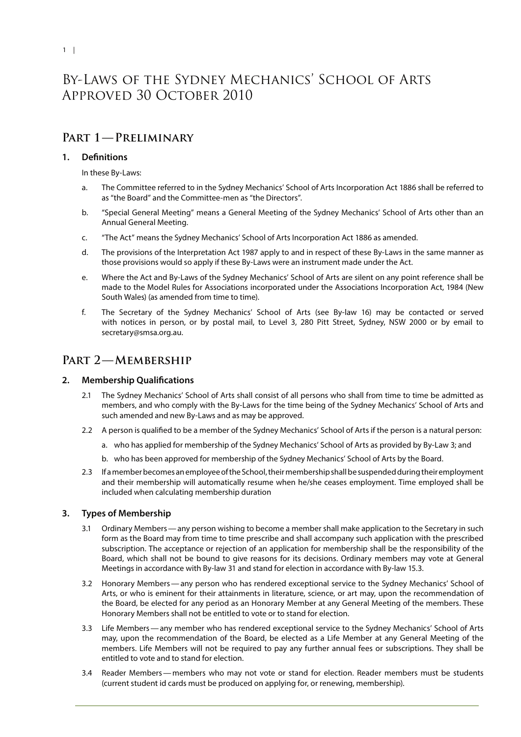# By-Laws of the Sydney Mechanics' School of Arts Approved 30 October 2010

## Part 1 — Preliminary

### 1. Definitions

In these By-Laws:

a. The Committee referred to in the Sydney Mechanics' School of Arts Incorporation Act 1886 shall be referred to as "the Board" and the Committee-men as "the Directors".

b. "Special General Meeting" means a General Meeting of the Sydney Mechanics' School of Arts other than an Annual General Meeting.

c. "The Act" means the Sydney Mechanics' School of Arts Incorporation Act 1886 as amended.

d. The provisions of the Interpretation Act 1987 apply to and in respect of these By-Laws in the same manner as those provisions would so apply if these By-Laws were an instrument made under the Act.

e. Where the Act and By-Laws of the Sydney Mechanics' School of Arts are silent on any point reference shall be made to the Model Rules for Associations incorporated under the Associations Incorporation Act, 1984 (New South Wales) (as amended from time to time).

f. The Secretary of the Sydney Mechanics' School of Arts (see By-law 16) may be contacted or served with notices in person, or by postal mail, to Level 3, 280 Pitt Street, Sydney, NSW 2000 or by email to secretary@smsa.org.au.

## Part 2 — Membership

### 2. Membership Qualifications

2.1 The Sydney Mechanics' School of Arts shall consist of all persons who shall from time to time be admitted as members, and who comply with the By-Laws for the time being of the Sydney Mechanics' School of Arts and such amended and new By-Laws and as may be approved.

2.2 A person is qualified to be a member of the Sydney Mechanics' School of Arts if the person is a natural person:

a. who has applied for membership of the Sydney Mechanics' School of Arts as provided by By-Law 3; and

b. who has been approved for membership of the Sydney Mechanics' School of Arts by the Board.

2.3 If a member becomes an employee of the School, their membership shall be suspended during their employment and their membership will automatically resume when he/she ceases employment. Time employed shall be included when calculating membership duration

### 3. Types of Membership

3.1 Ordinary Members — any person wishing to become a member shall make application to the Secretary in such form as the Board may from time to time prescribe and shall accompany such application with the prescribed subscription. The acceptance or rejection of an application for membership shall be the responsibility of the Board, which shall not be bound to give reasons for its decisions. Ordinary members may vote at General Meetings in accordance with By-law 31 and stand for election in accordance with By-law 15.3.

3.2 Honorary Members — any person who has rendered exceptional service to the Sydney Mechanics' School of Arts, or who is eminent for their attainments in literature, science, or art may, upon the recommendation of the Board, be elected for any period as an Honorary Member at any General Meeting of the members. These Honorary Members shall not be entitled to vote or to stand for election.

3.3 Life Members — any member who has rendered exceptional service to the Sydney Mechanics' School of Arts may, upon the recommendation of the Board, be elected as a Life Member at any General Meeting of the members. Life Members will not be required to pay any further annual fees or subscriptions. They shall be entitled to vote and to stand for election.

3.4 Reader Members — members who may not vote or stand for election. Reader members must be students (current student id cards must be produced on applying for, or renewing, membership).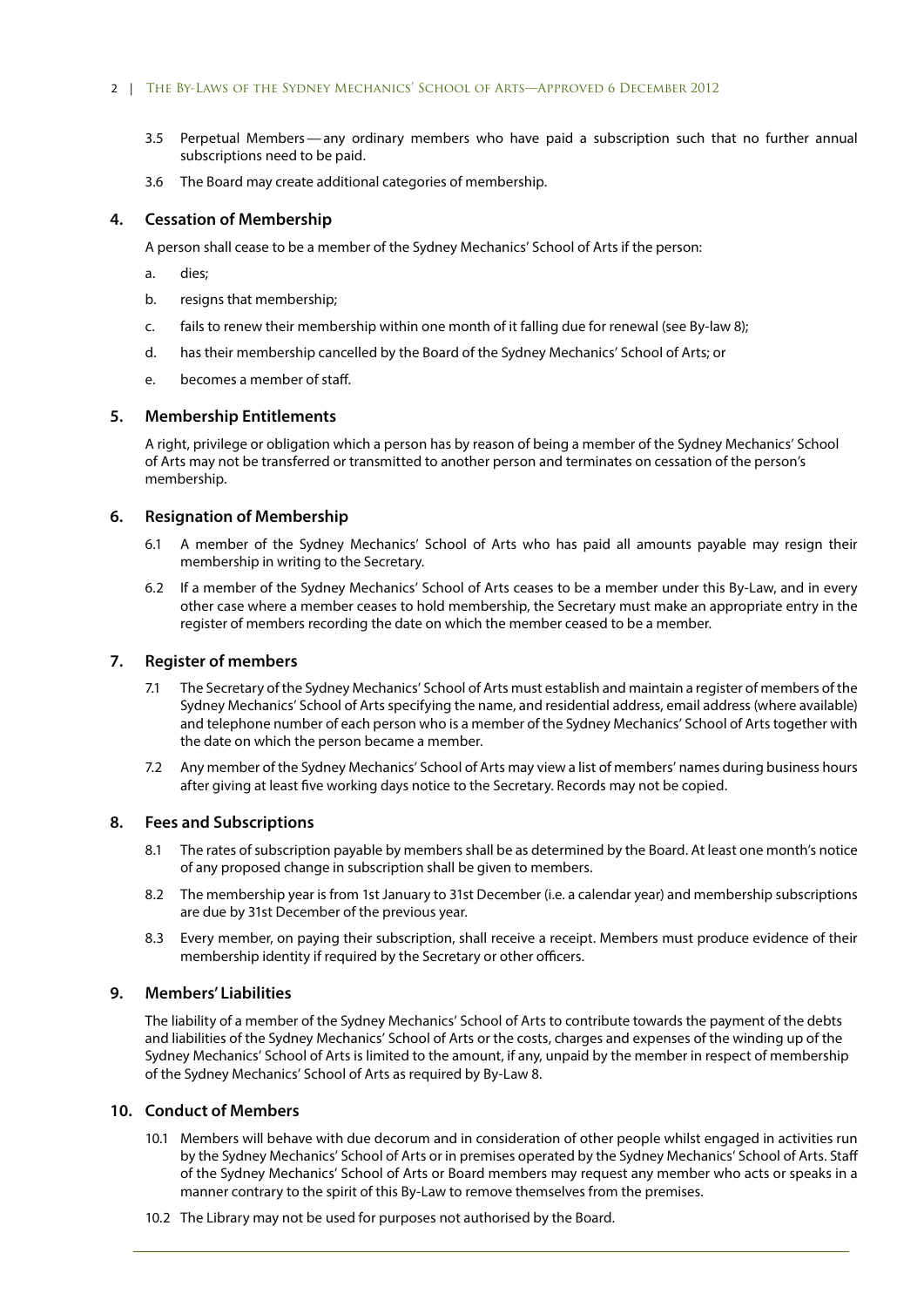3.5 Perpetual Members — any ordinary members who have paid a subscription such that no further annual subscriptions need to be paid.

3.6 The Board may create additional categories of membership.

## 4. Cessation of Membership

A person shall cease to be a member of the Sydney Mechanics' School of Arts if the person:

a. dies;

b. resigns that membership;

c. fails to renew their membership within one month of it falling due for renewal (see By-law 8);

d. has their membership cancelled by the Board of the Sydney Mechanics' School of Arts; or

e. becomes a member of staff.

## 5. Membership Entitlements

A right, privilege or obligation which a person has by reason of being a member of the Sydney Mechanics' School of Arts may not be transferred or transmitted to another person and terminates on cessation of the person's membership.

## 6. Resignation of Membership

6.1 A member of the Sydney Mechanics' School of Arts who has paid all amounts payable may resign their membership in writing to the Secretary.

6.2 If a member of the Sydney Mechanics' School of Arts ceases to be a member under this By-Law, and in every other case where a member ceases to hold membership, the Secretary must make an appropriate entry in the register of members recording the date on which the member ceased to be a member.

## 7. Register of members

7.1 The Secretary of the Sydney Mechanics' School of Arts must establish and maintain a register of members of the Sydney Mechanics' School of Arts specifying the name, and residential address, email address (where available) and telephone number of each person who is a member of the Sydney Mechanics' School of Arts together with the date on which the person became a member.

7.2 Any member of the Sydney Mechanics' School of Arts may view a list of members' names during business hours after giving at least five working days notice to the Secretary. Records may not be copied.

## 8. Fees and Subscriptions

8.1 The rates of subscription payable by members shall be as determined by the Board. At least one month's notice of any proposed change in subscription shall be given to members.

8.2 The membership year is from 1st January to 31st December (i.e. a calendar year) and membership subscriptions are due by 31st December of the previous year.

8.3 Every member, on paying their subscription, shall receive a receipt. Members must produce evidence of their membership identity if required by the Secretary or other officers.

## 9. Members' Liabilities

The liability of a member of the Sydney Mechanics' School of Arts to contribute towards the payment of the debts and liabilities of the Sydney Mechanics' School of Arts or the costs, charges and expenses of the winding up of the Sydney Mechanics' School of Arts is limited to the amount, if any, unpaid by the member in respect of membership of the Sydney Mechanics' School of Arts as required by By-Law 8.

## 10. Conduct of Members

10.1 Members will behave with due decorum and in consideration of other people whilst engaged in activities run by the Sydney Mechanics' School of Arts or in premises operated by the Sydney Mechanics' School of Arts. Staff of the Sydney Mechanics' School of Arts or Board members may request any member who acts or speaks in a manner contrary to the spirit of this By-Law to remove themselves from the premises.

10.2 The Library may not be used for purposes not authorised by the Board.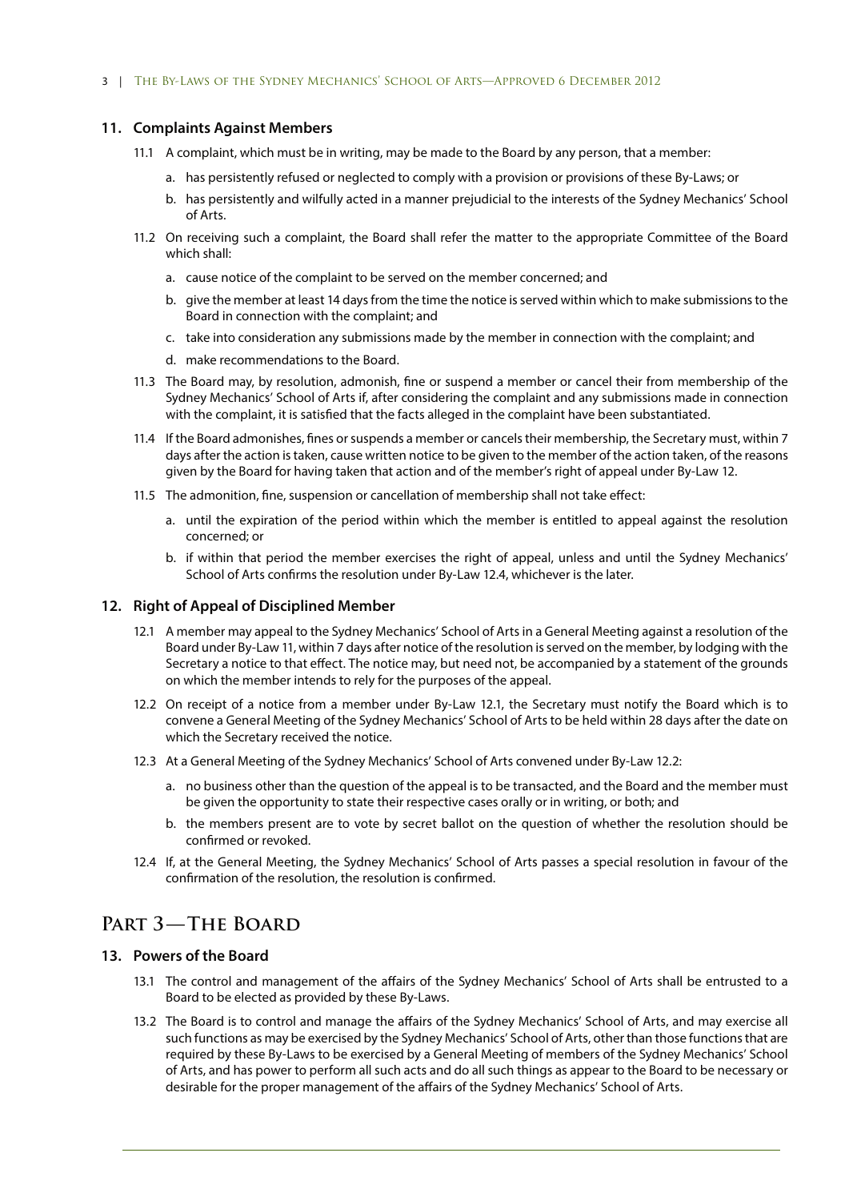### 11. Complaints Against Members

11.1 A complaint, which must be in writing, may be made to the Board by any person, that a member:

a. has persistently refused or neglected to comply with a provision or provisions of these By-Laws; or

b. has persistently and wilfully acted in a manner prejudicial to the interests of the Sydney Mechanics' School of Arts.

11.2 On receiving such a complaint, the Board shall refer the matter to the appropriate Committee of the Board which shall:

a. cause notice of the complaint to be served on the member concerned; and

b. give the member at least 14 days from the time the notice is served within which to make submissions to the Board in connection with the complaint; and

c. take into consideration any submissions made by the member in connection with the complaint; and

d. make recommendations to the Board.

11.3 The Board may, by resolution, admonish, fine or suspend a member or cancel their from membership of the Sydney Mechanics' School of Arts if, after considering the complaint and any submissions made in connection with the complaint, it is satisfied that the facts alleged in the complaint have been substantiated.

11.4 If the Board admonishes, fines or suspends a member or cancels their membership, the Secretary must, within 7 days after the action is taken, cause written notice to be given to the member of the action taken, of the reasons given by the Board for having taken that action and of the member's right of appeal under By-Law 12.

11.5 The admonition, fine, suspension or cancellation of membership shall not take effect:

a. until the expiration of the period within which the member is entitled to appeal against the resolution concerned; or

b. if within that period the member exercises the right of appeal, unless and until the Sydney Mechanics' School of Arts confirms the resolution under By-Law 12.4, whichever is the later.

### 12. Right of Appeal of Disciplined Member

12.1 A member may appeal to the Sydney Mechanics' School of Arts in a General Meeting against a resolution of the Board under By-Law 11, within 7 days after notice of the resolution is served on the member, by lodging with the Secretary a notice to that effect. The notice may, but need not, be accompanied by a statement of the grounds on which the member intends to rely for the purposes of the appeal.

12.2 On receipt of a notice from a member under By-Law 12.1, the Secretary must notify the Board which is to convene a General Meeting of the Sydney Mechanics' School of Arts to be held within 28 days after the date on which the Secretary received the notice.

12.3 At a General Meeting of the Sydney Mechanics' School of Arts convened under By-Law 12.2:

a. no business other than the question of the appeal is to be transacted, and the Board and the member must be given the opportunity to state their respective cases orally or in writing, or both; and

b. the members present are to vote by secret ballot on the question of whether the resolution should be confirmed or revoked.

12.4 If, at the General Meeting, the Sydney Mechanics' School of Arts passes a special resolution in favour of the confirmation of the resolution, the resolution is confirmed.

## Part 3—The Board

### 13. Powers of the Board

13.1 The control and management of the affairs of the Sydney Mechanics' School of Arts shall be entrusted to a Board to be elected as provided by these By-Laws.

13.2 The Board is to control and manage the affairs of the Sydney Mechanics' School of Arts, and may exercise all such functions as may be exercised by the Sydney Mechanics' School of Arts, other than those functions that are required by these By-Laws to be exercised by a General Meeting of members of the Sydney Mechanics' School of Arts, and has power to perform all such acts and do all such things as appear to the Board to be necessary or desirable for the proper management of the affairs of the Sydney Mechanics' School of Arts.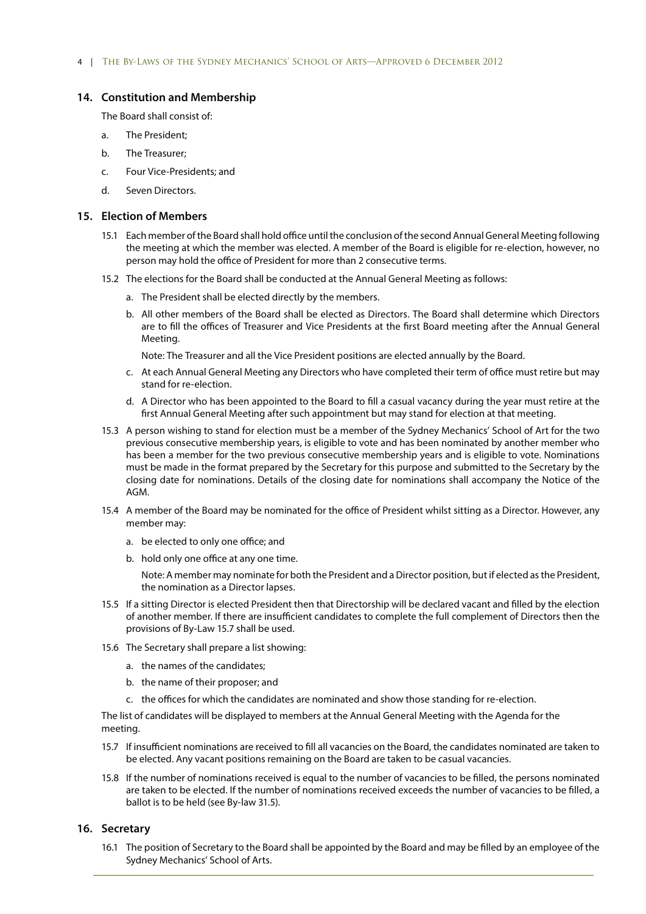## 14. Constitution and Membership

The Board shall consist of:

a. The President;

b. The Treasurer;

c. Four Vice-Presidents; and

d. Seven Directors.

## 15. Election of Members

15.1 Each member of the Board shall hold office until the conclusion of the second Annual General Meeting following the meeting at which the member was elected. A member of the Board is eligible for re-election, however, no person may hold the office of President for more than 2 consecutive terms.

15.2 The elections for the Board shall be conducted at the Annual General Meeting as follows:

a. The President shall be elected directly by the members.

b. All other members of the Board shall be elected as Directors. The Board shall determine which Directors are to fill the offices of Treasurer and Vice Presidents at the first Board meeting after the Annual General Meeting.

Note: The Treasurer and all the Vice President positions are elected annually by the Board.

c. At each Annual General Meeting any Directors who have completed their term of office must retire but may stand for re-election.

d. A Director who has been appointed to the Board to fill a casual vacancy during the year must retire at the first Annual General Meeting after such appointment but may stand for election at that meeting.

15.3 A person wishing to stand for election must be a member of the Sydney Mechanics' School of Art for the two previous consecutive membership years, is eligible to vote and has been nominated by another member who has been a member for the two previous consecutive membership years and is eligible to vote. Nominations must be made in the format prepared by the Secretary for this purpose and submitted to the Secretary by the closing date for nominations. Details of the closing date for nominations shall accompany the Notice of the AGM.

15.4 A member of the Board may be nominated for the office of President whilst sitting as a Director. However, any member may:

a. be elected to only one office; and

b. hold only one office at any one time.

Note: A member may nominate for both the President and a Director position, but if elected as the President, the nomination as a Director lapses.

15.5 If a sitting Director is elected President then that Directorship will be declared vacant and filled by the election of another member. If there are insufficient candidates to complete the full complement of Directors then the provisions of By-Law 15.7 shall be used.

15.6 The Secretary shall prepare a list showing:

a. the names of the candidates;

b. the name of their proposer; and

c. the offices for which the candidates are nominated and show those standing for re-election.

The list of candidates will be displayed to members at the Annual General Meeting with the Agenda for the meeting.

15.7 If insufficient nominations are received to fill all vacancies on the Board, the candidates nominated are taken to be elected. Any vacant positions remaining on the Board are taken to be casual vacancies.

15.8 If the number of nominations received is equal to the number of vacancies to be filled, the persons nominated are taken to be elected. If the number of nominations received exceeds the number of vacancies to be filled, a ballot is to be held (see By-law 31.5).

## 16. Secretary

16.1 The position of Secretary to the Board shall be appointed by the Board and may be filled by an employee of the Sydney Mechanics' School of Arts.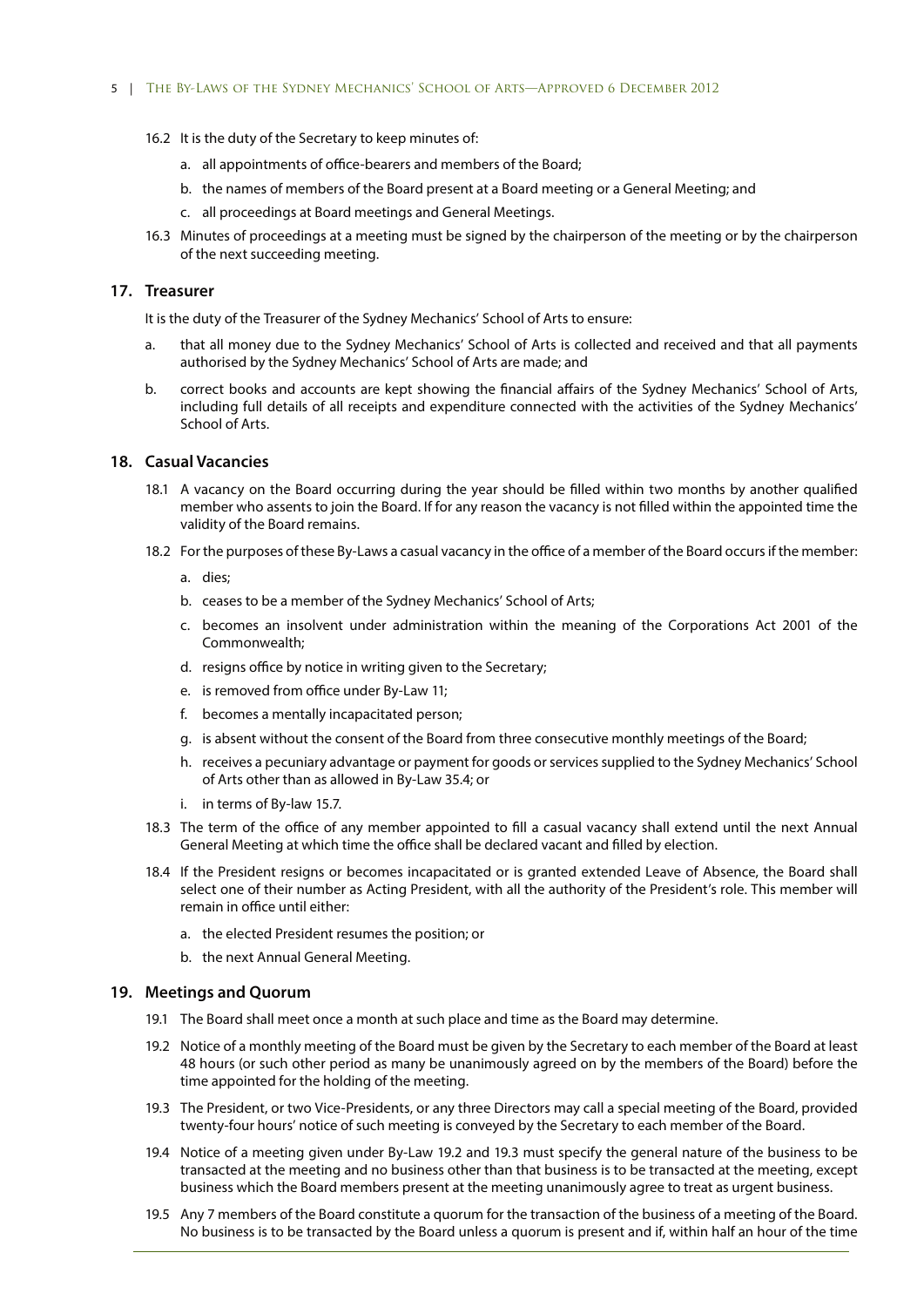16.2 It is the duty of the Secretary to keep minutes of:

a. all appointments of office-bearers and members of the Board;

b. the names of members of the Board present at a Board meeting or a General Meeting; and

c. all proceedings at Board meetings and General Meetings.

16.3 Minutes of proceedings at a meeting must be signed by the chairperson of the meeting or by the chairperson of the next succeeding meeting.

## 17. Treasurer

It is the duty of the Treasurer of the Sydney Mechanics' School of Arts to ensure:

a. that all money due to the Sydney Mechanics' School of Arts is collected and received and that all payments authorised by the Sydney Mechanics' School of Arts are made; and

b. correct books and accounts are kept showing the financial affairs of the Sydney Mechanics' School of Arts, including full details of all receipts and expenditure connected with the activities of the Sydney Mechanics' School of Arts.

## 18. Casual Vacancies

18.1 A vacancy on the Board occurring during the year should be filled within two months by another qualified member who assents to join the Board. If for any reason the vacancy is not filled within the appointed time the validity of the Board remains.

18.2 For the purposes of these By-Laws a casual vacancy in the office of a member of the Board occurs if the member:

a. dies;

b. ceases to be a member of the Sydney Mechanics' School of Arts;

c. becomes an insolvent under administration within the meaning of the Corporations Act 2001 of the Commonwealth;

d. resigns office by notice in writing given to the Secretary;

e. is removed from office under By-Law 11;

f. becomes a mentally incapacitated person;

g. is absent without the consent of the Board from three consecutive monthly meetings of the Board;

h. receives a pecuniary advantage or payment for goods or services supplied to the Sydney Mechanics' School of Arts other than as allowed in By-Law 35.4; or

i. in terms of By-law 15.7.

18.3 The term of the office of any member appointed to fill a casual vacancy shall extend until the next Annual General Meeting at which time the office shall be declared vacant and filled by election.

18.4 If the President resigns or becomes incapacitated or is granted extended Leave of Absence, the Board shall select one of their number as Acting President, with all the authority of the President's role. This member will remain in office until either:

a. the elected President resumes the position; or

b. the next Annual General Meeting.

## 19. Meetings and Quorum

19.1 The Board shall meet once a month at such place and time as the Board may determine.

19.2 Notice of a monthly meeting of the Board must be given by the Secretary to each member of the Board at least 48 hours (or such other period as many be unanimously agreed on by the members of the Board) before the time appointed for the holding of the meeting.

19.3 The President, or two Vice-Presidents, or any three Directors may call a special meeting of the Board, provided twenty-four hours' notice of such meeting is conveyed by the Secretary to each member of the Board.

19.4 Notice of a meeting given under By-Law 19.2 and 19.3 must specify the general nature of the business to be transacted at the meeting and no business other than that business is to be transacted at the meeting, except business which the Board members present at the meeting unanimously agree to treat as urgent business.

19.5 Any 7 members of the Board constitute a quorum for the transaction of the business of a meeting of the Board. No business is to be transacted by the Board unless a quorum is present and if, within half an hour of the time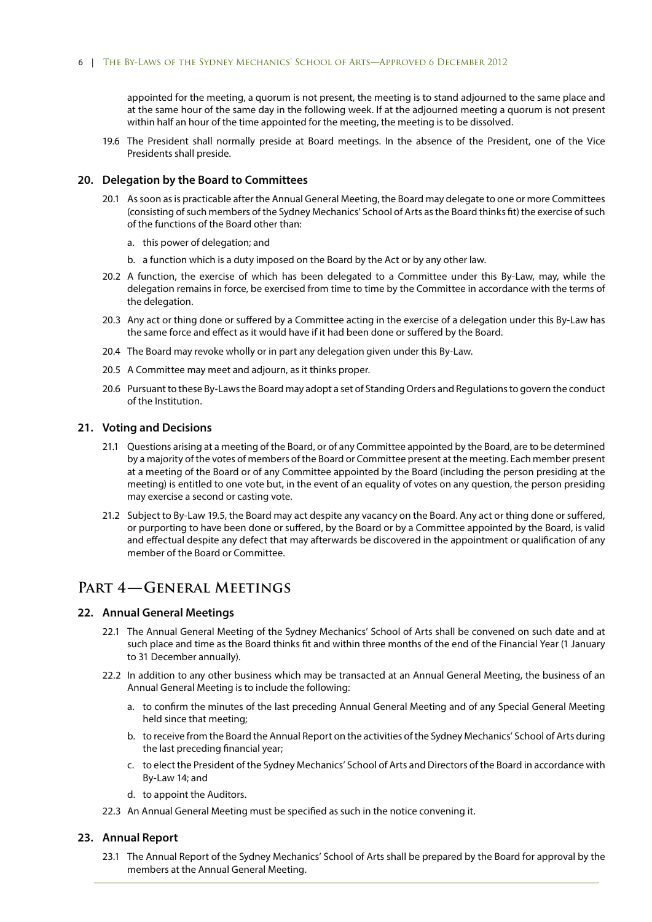appointed for the meeting, a quorum is not present, the meeting is to stand adjourned to the same place and at the same hour of the same day in the following week. If at the adjourned meeting a quorum is not present within half an hour of the time appointed for the meeting, the meeting is to be dissolved.

19.6 The President shall normally preside at Board meetings. In the absence of the President, one of the Vice Presidents shall preside.

### 20. Delegation by the Board to Committees

20.1 As soon as is practicable after the Annual General Meeting, the Board may delegate to one or more Committees (consisting of such members of the Sydney Mechanics' School of Arts as the Board thinks fit) the exercise of such of the functions of the Board other than:

a. this power of delegation; and

b. a function which is a duty imposed on the Board by the Act or by any other law.

20.2 A function, the exercise of which has been delegated to a Committee under this By-Law, may, while the delegation remains in force, be exercised from time to time by the Committee in accordance with the terms of the delegation.

20.3 Any act or thing done or suffered by a Committee acting in the exercise of a delegation under this By-Law has the same force and effect as it would have if it had been done or suffered by the Board.

20.4 The Board may revoke wholly or in part any delegation given under this By-Law.

20.5 A Committee may meet and adjourn, as it thinks proper.

20.6 Pursuant to these By-Laws the Board may adopt a set of Standing Orders and Regulations to govern the conduct of the Institution.

### 21. Voting and Decisions

21.1 Questions arising at a meeting of the Board, or of any Committee appointed by the Board, are to be determined by a majority of the votes of members of the Board or Committee present at the meeting. Each member present at a meeting of the Board or of any Committee appointed by the Board (including the person presiding at the meeting) is entitled to one vote but, in the event of an equality of votes on any question, the person presiding may exercise a second or casting vote.

21.2 Subject to By-Law 19.5, the Board may act despite any vacancy on the Board. Any act or thing done or suffered, or purporting to have been done or suffered, by the Board or by a Committee appointed by the Board, is valid and effectual despite any defect that may afterwards be discovered in the appointment or qualification of any member of the Board or Committee.

## Part 4—General Meetings

### 22. Annual General Meetings

22.1 The Annual General Meeting of the Sydney Mechanics' School of Arts shall be convened on such date and at such place and time as the Board thinks fit and within three months of the end of the Financial Year (1 January to 31 December annually).

22.2 In addition to any other business which may be transacted at an Annual General Meeting, the business of an Annual General Meeting is to include the following:

a. to confirm the minutes of the last preceding Annual General Meeting and of any Special General Meeting held since that meeting;

b. to receive from the Board the Annual Report on the activities of the Sydney Mechanics' School of Arts during the last preceding financial year;

c. to elect the President of the Sydney Mechanics' School of Arts and Directors of the Board in accordance with By-Law 14; and

d. to appoint the Auditors.

22.3 An Annual General Meeting must be specified as such in the notice convening it.

### 23. Annual Report

23.1 The Annual Report of the Sydney Mechanics' School of Arts shall be prepared by the Board for approval by the members at the Annual General Meeting.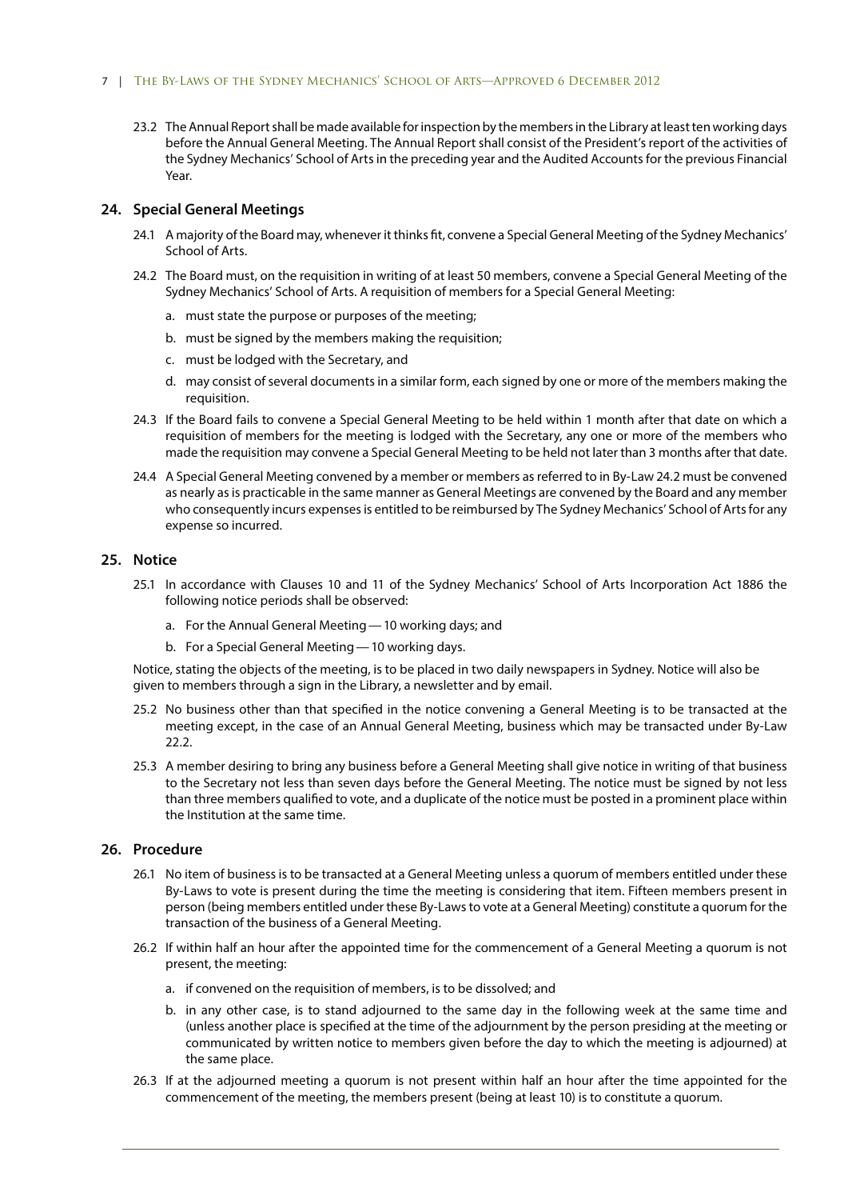23.2 The Annual Report shall be made available for inspection by the members in the Library at least ten working days before the Annual General Meeting. The Annual Report shall consist of the President's report of the activities of the Sydney Mechanics' School of Arts in the preceding year and the Audited Accounts for the previous Financial Year.

## 24. Special General Meetings

24.1 A majority of the Board may, whenever it thinks fit, convene a Special General Meeting of the Sydney Mechanics' School of Arts.

24.2 The Board must, on the requisition in writing of at least 50 members, convene a Special General Meeting of the Sydney Mechanics' School of Arts. A requisition of members for a Special General Meeting:

- a. must state the purpose or purposes of the meeting;
- b. must be signed by the members making the requisition;
- c. must be lodged with the Secretary, and
- d. may consist of several documents in a similar form, each signed by one or more of the members making the requisition.

24.3 If the Board fails to convene a Special General Meeting to be held within 1 month after that date on which a requisition of members for the meeting is lodged with the Secretary, any one or more of the members who made the requisition may convene a Special General Meeting to be held not later than 3 months after that date.

24.4 A Special General Meeting convened by a member or members as referred to in By-Law 24.2 must be convened as nearly as is practicable in the same manner as General Meetings are convened by the Board and any member who consequently incurs expenses is entitled to be reimbursed by The Sydney Mechanics' School of Arts for any expense so incurred.

## 25. Notice

25.1 In accordance with Clauses 10 and 11 of the Sydney Mechanics' School of Arts Incorporation Act 1886 the following notice periods shall be observed:

- a. For the Annual General Meeting — 10 working days; and
- b. For a Special General Meeting — 10 working days.

Notice, stating the objects of the meeting, is to be placed in two daily newspapers in Sydney. Notice will also be given to members through a sign in the Library, a newsletter and by email.

25.2 No business other than that specified in the notice convening a General Meeting is to be transacted at the meeting except, in the case of an Annual General Meeting, business which may be transacted under By-Law 22.2.

25.3 A member desiring to bring any business before a General Meeting shall give notice in writing of that business to the Secretary not less than seven days before the General Meeting. The notice must be signed by not less than three members qualified to vote, and a duplicate of the notice must be posted in a prominent place within the Institution at the same time.

## 26. Procedure

26.1 No item of business is to be transacted at a General Meeting unless a quorum of members entitled under these By-Laws to vote is present during the time the meeting is considering that item. Fifteen members present in person (being members entitled under these By-Laws to vote at a General Meeting) constitute a quorum for the transaction of the business of a General Meeting.

26.2 If within half an hour after the appointed time for the commencement of a General Meeting a quorum is not present, the meeting:

- a. if convened on the requisition of members, is to be dissolved; and
- b. in any other case, is to stand adjourned to the same day in the following week at the same time and (unless another place is specified at the time of the adjournment by the person presiding at the meeting or communicated by written notice to members given before the day to which the meeting is adjourned) at the same place.

26.3 If at the adjourned meeting a quorum is not present within half an hour after the time appointed for the commencement of the meeting, the members present (being at least 10) is to constitute a quorum.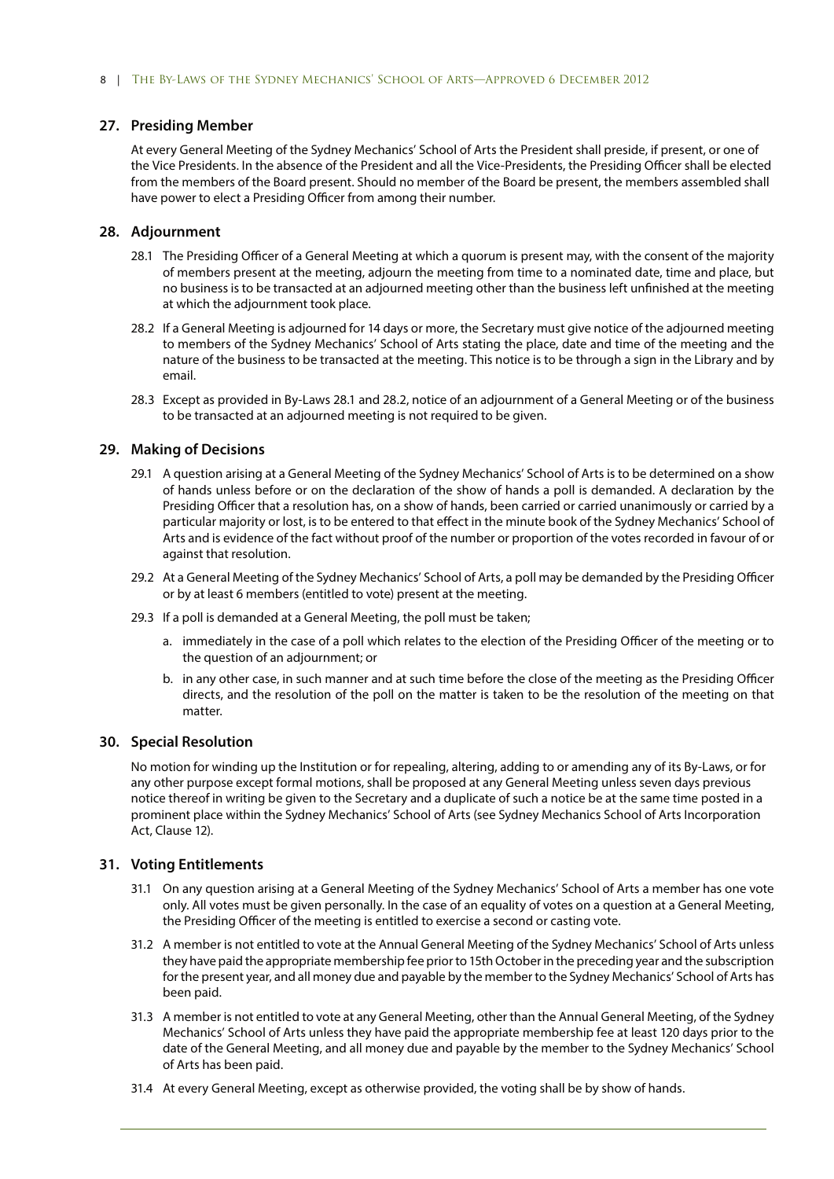## 27. Presiding Member

At every General Meeting of the Sydney Mechanics' School of Arts the President shall preside, if present, or one of the Vice Presidents. In the absence of the President and all the Vice-Presidents, the Presiding Officer shall be elected from the members of the Board present. Should no member of the Board be present, the members assembled shall have power to elect a Presiding Officer from among their number.

## 28. Adjournment

28.1 The Presiding Officer of a General Meeting at which a quorum is present may, with the consent of the majority of members present at the meeting, adjourn the meeting from time to a nominated date, time and place, but no business is to be transacted at an adjourned meeting other than the business left unfinished at the meeting at which the adjournment took place.

28.2 If a General Meeting is adjourned for 14 days or more, the Secretary must give notice of the adjourned meeting to members of the Sydney Mechanics' School of Arts stating the place, date and time of the meeting and the nature of the business to be transacted at the meeting. This notice is to be through a sign in the Library and by email.

28.3 Except as provided in By-Laws 28.1 and 28.2, notice of an adjournment of a General Meeting or of the business to be transacted at an adjourned meeting is not required to be given.

## 29. Making of Decisions

29.1 A question arising at a General Meeting of the Sydney Mechanics' School of Arts is to be determined on a show of hands unless before or on the declaration of the show of hands a poll is demanded. A declaration by the Presiding Officer that a resolution has, on a show of hands, been carried or carried unanimously or carried by a particular majority or lost, is to be entered to that effect in the minute book of the Sydney Mechanics' School of Arts and is evidence of the fact without proof of the number or proportion of the votes recorded in favour of or against that resolution.

29.2 At a General Meeting of the Sydney Mechanics' School of Arts, a poll may be demanded by the Presiding Officer or by at least 6 members (entitled to vote) present at the meeting.

29.3 If a poll is demanded at a General Meeting, the poll must be taken;

a. immediately in the case of a poll which relates to the election of the Presiding Officer of the meeting or to the question of an adjournment; or

b. in any other case, in such manner and at such time before the close of the meeting as the Presiding Officer directs, and the resolution of the poll on the matter is taken to be the resolution of the meeting on that matter.

## 30. Special Resolution

No motion for winding up the Institution or for repealing, altering, adding to or amending any of its By-Laws, or for any other purpose except formal motions, shall be proposed at any General Meeting unless seven days previous notice thereof in writing be given to the Secretary and a duplicate of such a notice be at the same time posted in a prominent place within the Sydney Mechanics' School of Arts (see Sydney Mechanics School of Arts Incorporation Act, Clause 12).

## 31. Voting Entitlements

31.1 On any question arising at a General Meeting of the Sydney Mechanics' School of Arts a member has one vote only. All votes must be given personally. In the case of an equality of votes on a question at a General Meeting, the Presiding Officer of the meeting is entitled to exercise a second or casting vote.

31.2 A member is not entitled to vote at the Annual General Meeting of the Sydney Mechanics' School of Arts unless they have paid the appropriate membership fee prior to 15th October in the preceding year and the subscription for the present year, and all money due and payable by the member to the Sydney Mechanics' School of Arts has been paid.

31.3 A member is not entitled to vote at any General Meeting, other than the Annual General Meeting, of the Sydney Mechanics' School of Arts unless they have paid the appropriate membership fee at least 120 days prior to the date of the General Meeting, and all money due and payable by the member to the Sydney Mechanics' School of Arts has been paid.

31.4 At every General Meeting, except as otherwise provided, the voting shall be by show of hands.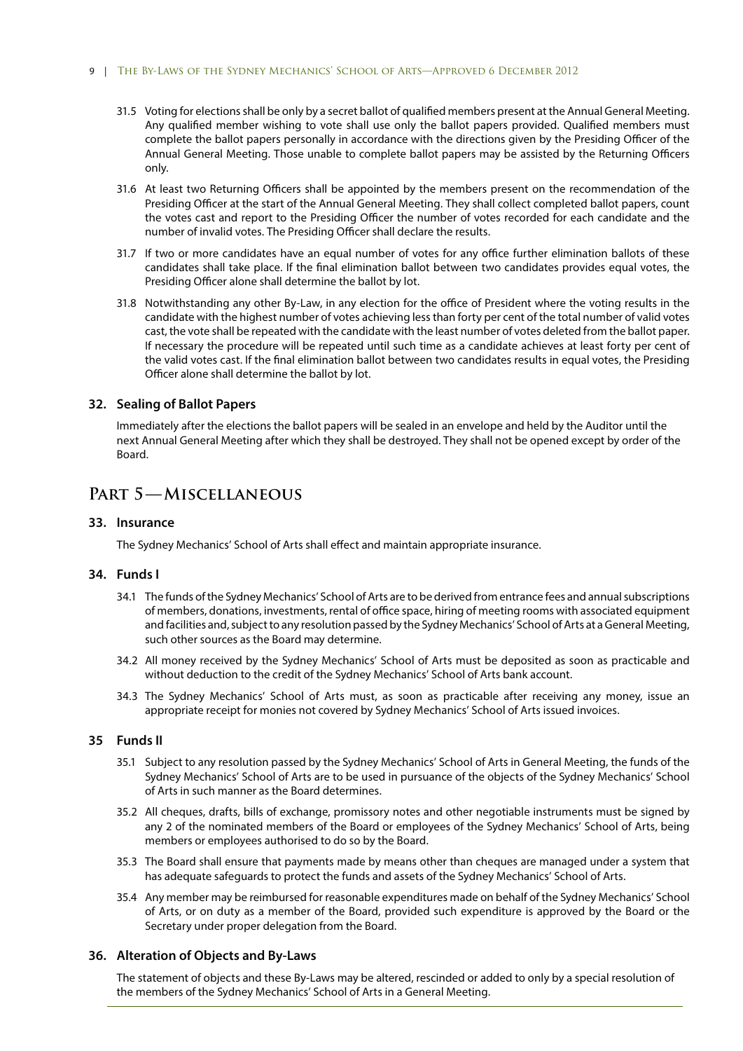31.5 Voting for elections shall be only by a secret ballot of qualified members present at the Annual General Meeting. Any qualified member wishing to vote shall use only the ballot papers provided. Qualified members must complete the ballot papers personally in accordance with the directions given by the Presiding Officer of the Annual General Meeting. Those unable to complete ballot papers may be assisted by the Returning Officers only.

31.6 At least two Returning Officers shall be appointed by the members present on the recommendation of the Presiding Officer at the start of the Annual General Meeting. They shall collect completed ballot papers, count the votes cast and report to the Presiding Officer the number of votes recorded for each candidate and the number of invalid votes. The Presiding Officer shall declare the results.

31.7 If two or more candidates have an equal number of votes for any office further elimination ballots of these candidates shall take place. If the final elimination ballot between two candidates provides equal votes, the Presiding Officer alone shall determine the ballot by lot.

31.8 Notwithstanding any other By-Law, in any election for the office of President where the voting results in the candidate with the highest number of votes achieving less than forty per cent of the total number of valid votes cast, the vote shall be repeated with the candidate with the least number of votes deleted from the ballot paper. If necessary the procedure will be repeated until such time as a candidate achieves at least forty per cent of the valid votes cast. If the final elimination ballot between two candidates results in equal votes, the Presiding Officer alone shall determine the ballot by lot.

### 32. Sealing of Ballot Papers

Immediately after the elections the ballot papers will be sealed in an envelope and held by the Auditor until the next Annual General Meeting after which they shall be destroyed. They shall not be opened except by order of the Board.

## Part 5—Miscellaneous

### 33. Insurance

The Sydney Mechanics' School of Arts shall effect and maintain appropriate insurance.

### 34. Funds I

34.1 The funds of the Sydney Mechanics' School of Arts are to be derived from entrance fees and annual subscriptions of members, donations, investments, rental of office space, hiring of meeting rooms with associated equipment and facilities and, subject to any resolution passed by the Sydney Mechanics' School of Arts at a General Meeting, such other sources as the Board may determine.

34.2 All money received by the Sydney Mechanics' School of Arts must be deposited as soon as practicable and without deduction to the credit of the Sydney Mechanics' School of Arts bank account.

34.3 The Sydney Mechanics' School of Arts must, as soon as practicable after receiving any money, issue an appropriate receipt for monies not covered by Sydney Mechanics' School of Arts issued invoices.

### 35 Funds II

35.1 Subject to any resolution passed by the Sydney Mechanics' School of Arts in General Meeting, the funds of the Sydney Mechanics' School of Arts are to be used in pursuance of the objects of the Sydney Mechanics' School of Arts in such manner as the Board determines.

35.2 All cheques, drafts, bills of exchange, promissory notes and other negotiable instruments must be signed by any 2 of the nominated members of the Board or employees of the Sydney Mechanics' School of Arts, being members or employees authorised to do so by the Board.

35.3 The Board shall ensure that payments made by means other than cheques are managed under a system that has adequate safeguards to protect the funds and assets of the Sydney Mechanics' School of Arts.

35.4 Any member may be reimbursed for reasonable expenditures made on behalf of the Sydney Mechanics' School of Arts, or on duty as a member of the Board, provided such expenditure is approved by the Board or the Secretary under proper delegation from the Board.

### 36. Alteration of Objects and By-Laws

The statement of objects and these By-Laws may be altered, rescinded or added to only by a special resolution of the members of the Sydney Mechanics' School of Arts in a General Meeting.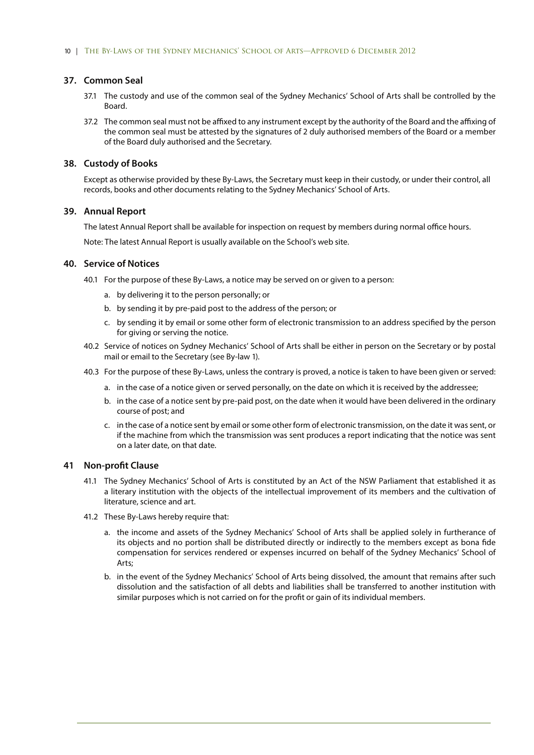## 37. Common Seal

37.1 The custody and use of the common seal of the Sydney Mechanics' School of Arts shall be controlled by the Board.

37.2 The common seal must not be affixed to any instrument except by the authority of the Board and the affixing of the common seal must be attested by the signatures of 2 duly authorised members of the Board or a member of the Board duly authorised and the Secretary.

## 38. Custody of Books

Except as otherwise provided by these By-Laws, the Secretary must keep in their custody, or under their control, all records, books and other documents relating to the Sydney Mechanics' School of Arts.

## 39. Annual Report

The latest Annual Report shall be available for inspection on request by members during normal office hours.

Note: The latest Annual Report is usually available on the School's web site.

## 40. Service of Notices

40.1 For the purpose of these By-Laws, a notice may be served on or given to a person:

a. by delivering it to the person personally; or

b. by sending it by pre-paid post to the address of the person; or

c. by sending it by email or some other form of electronic transmission to an address specified by the person for giving or serving the notice.

40.2 Service of notices on Sydney Mechanics' School of Arts shall be either in person on the Secretary or by postal mail or email to the Secretary (see By-law 1).

40.3 For the purpose of these By-Laws, unless the contrary is proved, a notice is taken to have been given or served:

a. in the case of a notice given or served personally, on the date on which it is received by the addressee;

b. in the case of a notice sent by pre-paid post, on the date when it would have been delivered in the ordinary course of post; and

c. in the case of a notice sent by email or some other form of electronic transmission, on the date it was sent, or if the machine from which the transmission was sent produces a report indicating that the notice was sent on a later date, on that date.

## 41 Non-profit Clause

41.1 The Sydney Mechanics' School of Arts is constituted by an Act of the NSW Parliament that established it as a literary institution with the objects of the intellectual improvement of its members and the cultivation of literature, science and art.

41.2 These By-Laws hereby require that:

a. the income and assets of the Sydney Mechanics' School of Arts shall be applied solely in furtherance of its objects and no portion shall be distributed directly or indirectly to the members except as bona fide compensation for services rendered or expenses incurred on behalf of the Sydney Mechanics' School of Arts;

b. in the event of the Sydney Mechanics' School of Arts being dissolved, the amount that remains after such dissolution and the satisfaction of all debts and liabilities shall be transferred to another institution with similar purposes which is not carried on for the profit or gain of its individual members.